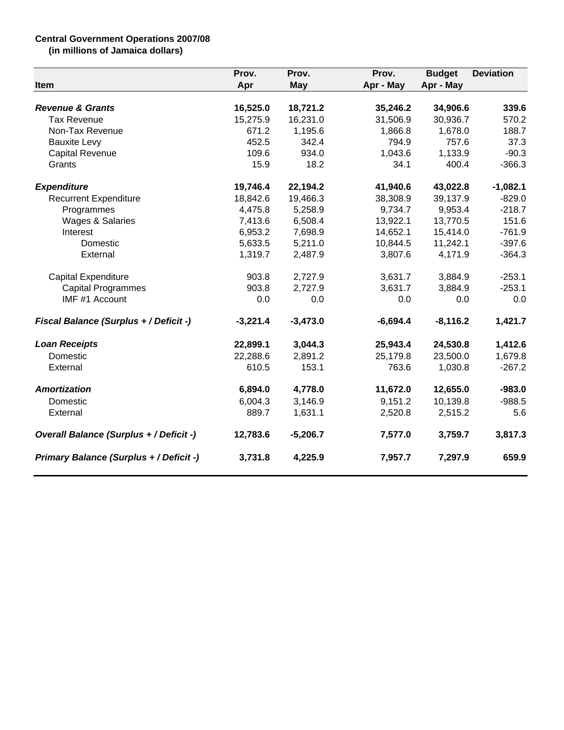**Central Government Operations 2007/08**
**(in millions of Jamaica dollars)**

| Item | Prov. Apr | Prov. May | Prov. Apr - May | Budget Apr - May | Deviation |
|---|---|---|---|---|---|
| ***Revenue & Grants*** | **16,525.0** | **18,721.2** | **35,246.2** | **34,906.6** | **339.6** |
| Tax Revenue | 15,275.9 | 16,231.0 | 31,506.9 | 30,936.7 | 570.2 |
| Non-Tax Revenue | 671.2 | 1,195.6 | 1,866.8 | 1,678.0 | 188.7 |
| Bauxite Levy | 452.5 | 342.4 | 794.9 | 757.6 | 37.3 |
| Capital Revenue | 109.6 | 934.0 | 1,043.6 | 1,133.9 | -90.3 |
| Grants | 15.9 | 18.2 | 34.1 | 400.4 | -366.3 |
| ***Expenditure*** | **19,746.4** | **22,194.2** | **41,940.6** | **43,022.8** | **-1,082.1** |
| Recurrent Expenditure | 18,842.6 | 19,466.3 | 38,308.9 | 39,137.9 | -829.0 |
| Programmes | 4,475.8 | 5,258.9 | 9,734.7 | 9,953.4 | -218.7 |
| Wages & Salaries | 7,413.6 | 6,508.4 | 13,922.1 | 13,770.5 | 151.6 |
| Interest | 6,953.2 | 7,698.9 | 14,652.1 | 15,414.0 | -761.9 |
| Domestic | 5,633.5 | 5,211.0 | 10,844.5 | 11,242.1 | -397.6 |
| External | 1,319.7 | 2,487.9 | 3,807.6 | 4,171.9 | -364.3 |
| Capital Expenditure | 903.8 | 2,727.9 | 3,631.7 | 3,884.9 | -253.1 |
| Capital Programmes | 903.8 | 2,727.9 | 3,631.7 | 3,884.9 | -253.1 |
| IMF #1 Account | 0.0 | 0.0 | 0.0 | 0.0 | 0.0 |
| ***Fiscal Balance (Surplus + / Deficit -)*** | **-3,221.4** | **-3,473.0** | **-6,694.4** | **-8,116.2** | **1,421.7** |
| ***Loan Receipts*** | **22,899.1** | **3,044.3** | **25,943.4** | **24,530.8** | **1,412.6** |
| Domestic | 22,288.6 | 2,891.2 | 25,179.8 | 23,500.0 | 1,679.8 |
| External | 610.5 | 153.1 | 763.6 | 1,030.8 | -267.2 |
| ***Amortization*** | **6,894.0** | **4,778.0** | **11,672.0** | **12,655.0** | **-983.0** |
| Domestic | 6,004.3 | 3,146.9 | 9,151.2 | 10,139.8 | -988.5 |
| External | 889.7 | 1,631.1 | 2,520.8 | 2,515.2 | 5.6 |
| ***Overall Balance (Surplus + / Deficit -)*** | **12,783.6** | **-5,206.7** | **7,577.0** | **3,759.7** | **3,817.3** |
| ***Primary Balance (Surplus + / Deficit -)*** | **3,731.8** | **4,225.9** | **7,957.7** | **7,297.9** | **659.9** |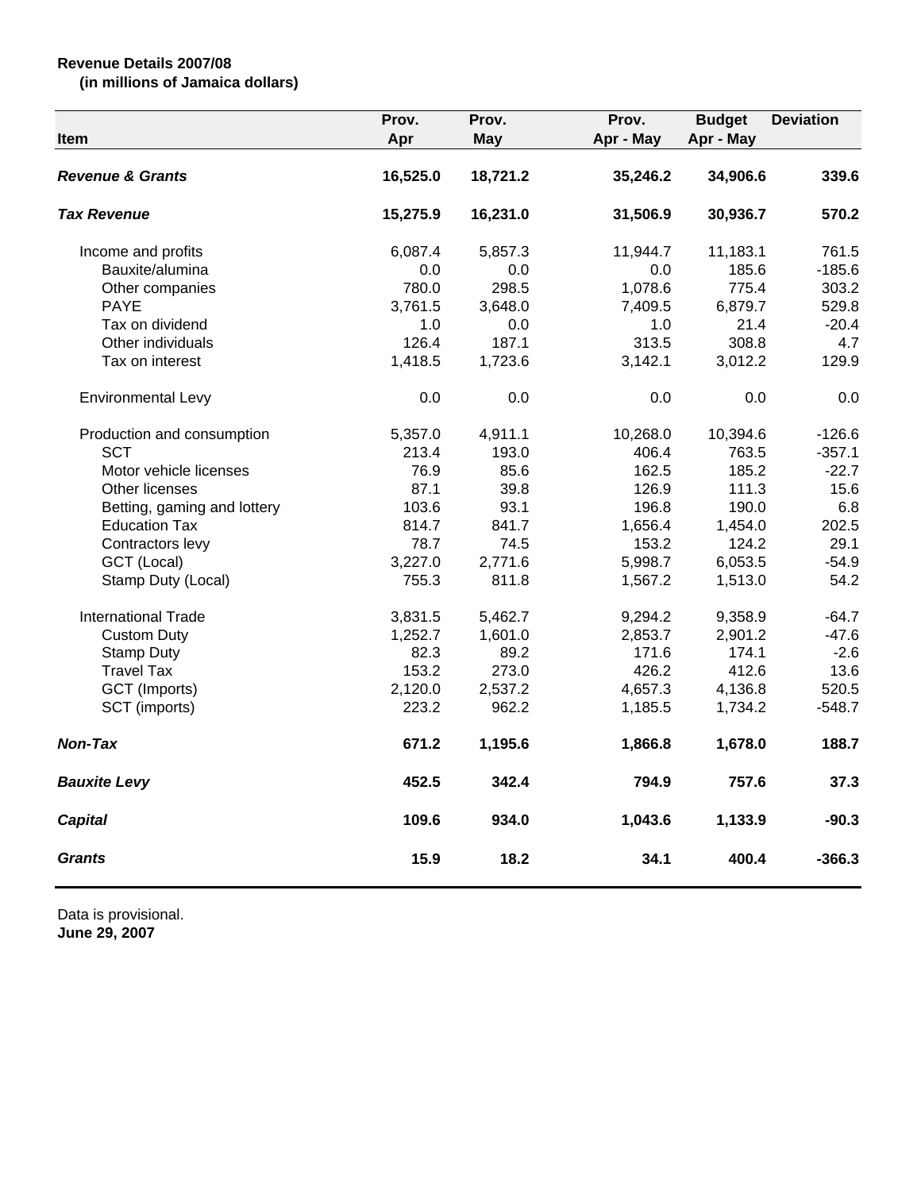**Revenue Details 2007/08**
**(in millions of Jamaica dollars)**

| Item | Prov. Apr | Prov. May | Prov. Apr - May | Budget Apr - May | Deviation |
|---|---|---|---|---|---|
| ***Revenue & Grants*** | **16,525.0** | **18,721.2** | **35,246.2** | **34,906.6** | **339.6** |
| ***Tax Revenue*** | **15,275.9** | **16,231.0** | **31,506.9** | **30,936.7** | **570.2** |
| Income and profits | 6,087.4 | 5,857.3 | 11,944.7 | 11,183.1 | 761.5 |
| Bauxite/alumina | 0.0 | 0.0 | 0.0 | 185.6 | -185.6 |
| Other companies | 780.0 | 298.5 | 1,078.6 | 775.4 | 303.2 |
| PAYE | 3,761.5 | 3,648.0 | 7,409.5 | 6,879.7 | 529.8 |
| Tax on dividend | 1.0 | 0.0 | 1.0 | 21.4 | -20.4 |
| Other individuals | 126.4 | 187.1 | 313.5 | 308.8 | 4.7 |
| Tax on interest | 1,418.5 | 1,723.6 | 3,142.1 | 3,012.2 | 129.9 |
| Environmental Levy | 0.0 | 0.0 | 0.0 | 0.0 | 0.0 |
| Production and consumption | 5,357.0 | 4,911.1 | 10,268.0 | 10,394.6 | -126.6 |
| SCT | 213.4 | 193.0 | 406.4 | 763.5 | -357.1 |
| Motor vehicle licenses | 76.9 | 85.6 | 162.5 | 185.2 | -22.7 |
| Other licenses | 87.1 | 39.8 | 126.9 | 111.3 | 15.6 |
| Betting, gaming and lottery | 103.6 | 93.1 | 196.8 | 190.0 | 6.8 |
| Education Tax | 814.7 | 841.7 | 1,656.4 | 1,454.0 | 202.5 |
| Contractors levy | 78.7 | 74.5 | 153.2 | 124.2 | 29.1 |
| GCT (Local) | 3,227.0 | 2,771.6 | 5,998.7 | 6,053.5 | -54.9 |
| Stamp Duty (Local) | 755.3 | 811.8 | 1,567.2 | 1,513.0 | 54.2 |
| International Trade | 3,831.5 | 5,462.7 | 9,294.2 | 9,358.9 | -64.7 |
| Custom Duty | 1,252.7 | 1,601.0 | 2,853.7 | 2,901.2 | -47.6 |
| Stamp Duty | 82.3 | 89.2 | 171.6 | 174.1 | -2.6 |
| Travel Tax | 153.2 | 273.0 | 426.2 | 412.6 | 13.6 |
| GCT (Imports) | 2,120.0 | 2,537.2 | 4,657.3 | 4,136.8 | 520.5 |
| SCT (imports) | 223.2 | 962.2 | 1,185.5 | 1,734.2 | -548.7 |
| ***Non-Tax*** | **671.2** | **1,195.6** | **1,866.8** | **1,678.0** | **188.7** |
| ***Bauxite Levy*** | **452.5** | **342.4** | **794.9** | **757.6** | **37.3** |
| ***Capital*** | **109.6** | **934.0** | **1,043.6** | **1,133.9** | **-90.3** |
| ***Grants*** | **15.9** | **18.2** | **34.1** | **400.4** | **-366.3** |

Data is provisional.
**June 29, 2007**